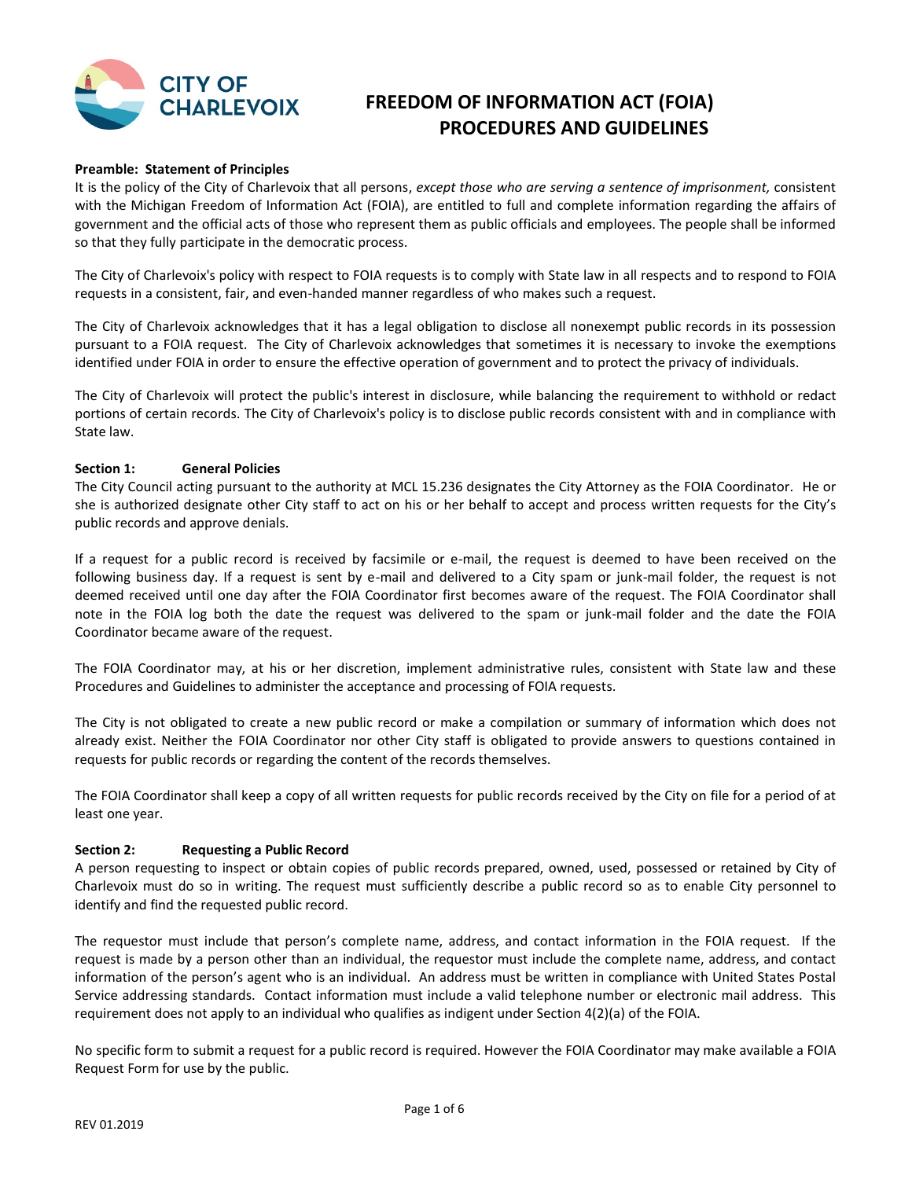CITY OF CHARLEVOIX

# FREEDOM OF INFORMATION ACT (FOIA) PROCEDURES AND GUIDELINES

**Preamble: Statement of Principles**

It is the policy of the City of Charlevoix that all persons, *except those who are serving a sentence of imprisonment,* consistent with the Michigan Freedom of Information Act (FOIA), are entitled to full and complete information regarding the affairs of government and the official acts of those who represent them as public officials and employees. The people shall be informed so that they fully participate in the democratic process.

The City of Charlevoix's policy with respect to FOIA requests is to comply with State law in all respects and to respond to FOIA requests in a consistent, fair, and even-handed manner regardless of who makes such a request.

The City of Charlevoix acknowledges that it has a legal obligation to disclose all nonexempt public records in its possession pursuant to a FOIA request. The City of Charlevoix acknowledges that sometimes it is necessary to invoke the exemptions identified under FOIA in order to ensure the effective operation of government and to protect the privacy of individuals.

The City of Charlevoix will protect the public's interest in disclosure, while balancing the requirement to withhold or redact portions of certain records. The City of Charlevoix's policy is to disclose public records consistent with and in compliance with State law.

**Section 1: General Policies**

The City Council acting pursuant to the authority at MCL 15.236 designates the City Attorney as the FOIA Coordinator. He or she is authorized designate other City staff to act on his or her behalf to accept and process written requests for the City's public records and approve denials.

If a request for a public record is received by facsimile or e-mail, the request is deemed to have been received on the following business day. If a request is sent by e-mail and delivered to a City spam or junk-mail folder, the request is not deemed received until one day after the FOIA Coordinator first becomes aware of the request. The FOIA Coordinator shall note in the FOIA log both the date the request was delivered to the spam or junk-mail folder and the date the FOIA Coordinator became aware of the request.

The FOIA Coordinator may, at his or her discretion, implement administrative rules, consistent with State law and these Procedures and Guidelines to administer the acceptance and processing of FOIA requests.

The City is not obligated to create a new public record or make a compilation or summary of information which does not already exist. Neither the FOIA Coordinator nor other City staff is obligated to provide answers to questions contained in requests for public records or regarding the content of the records themselves.

The FOIA Coordinator shall keep a copy of all written requests for public records received by the City on file for a period of at least one year.

**Section 2: Requesting a Public Record**

A person requesting to inspect or obtain copies of public records prepared, owned, used, possessed or retained by City of Charlevoix must do so in writing. The request must sufficiently describe a public record so as to enable City personnel to identify and find the requested public record.

The requestor must include that person's complete name, address, and contact information in the FOIA request. If the request is made by a person other than an individual, the requestor must include the complete name, address, and contact information of the person's agent who is an individual. An address must be written in compliance with United States Postal Service addressing standards. Contact information must include a valid telephone number or electronic mail address. This requirement does not apply to an individual who qualifies as indigent under Section 4(2)(a) of the FOIA.

No specific form to submit a request for a public record is required. However the FOIA Coordinator may make available a FOIA Request Form for use by the public.

REV 01.2019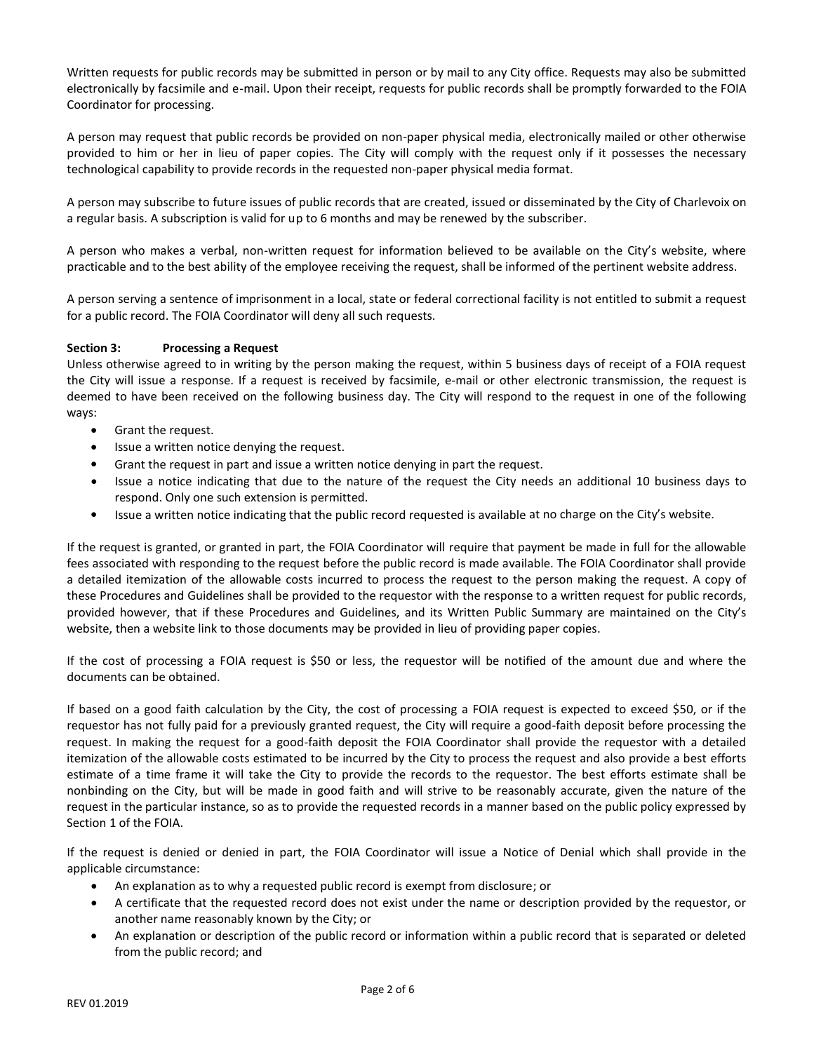Written requests for public records may be submitted in person or by mail to any City office. Requests may also be submitted electronically by facsimile and e-mail. Upon their receipt, requests for public records shall be promptly forwarded to the FOIA Coordinator for processing.

A person may request that public records be provided on non-paper physical media, electronically mailed or other otherwise provided to him or her in lieu of paper copies. The City will comply with the request only if it possesses the necessary technological capability to provide records in the requested non-paper physical media format.

A person may subscribe to future issues of public records that are created, issued or disseminated by the City of Charlevoix on a regular basis. A subscription is valid for up to 6 months and may be renewed by the subscriber.

A person who makes a verbal, non-written request for information believed to be available on the City's website, where practicable and to the best ability of the employee receiving the request, shall be informed of the pertinent website address.

A person serving a sentence of imprisonment in a local, state or federal correctional facility is not entitled to submit a request for a public record. The FOIA Coordinator will deny all such requests.

**Section 3: Processing a Request**

Unless otherwise agreed to in writing by the person making the request, within 5 business days of receipt of a FOIA request the City will issue a response. If a request is received by facsimile, e-mail or other electronic transmission, the request is deemed to have been received on the following business day. The City will respond to the request in one of the following ways:

- Grant the request.
- Issue a written notice denying the request.
- Grant the request in part and issue a written notice denying in part the request.
- Issue a notice indicating that due to the nature of the request the City needs an additional 10 business days to respond. Only one such extension is permitted.
- Issue a written notice indicating that the public record requested is available at no charge on the City's website.

If the request is granted, or granted in part, the FOIA Coordinator will require that payment be made in full for the allowable fees associated with responding to the request before the public record is made available. The FOIA Coordinator shall provide a detailed itemization of the allowable costs incurred to process the request to the person making the request. A copy of these Procedures and Guidelines shall be provided to the requestor with the response to a written request for public records, provided however, that if these Procedures and Guidelines, and its Written Public Summary are maintained on the City's website, then a website link to those documents may be provided in lieu of providing paper copies.

If the cost of processing a FOIA request is $50 or less, the requestor will be notified of the amount due and where the documents can be obtained.

If based on a good faith calculation by the City, the cost of processing a FOIA request is expected to exceed $50, or if the requestor has not fully paid for a previously granted request, the City will require a good-faith deposit before processing the request. In making the request for a good-faith deposit the FOIA Coordinator shall provide the requestor with a detailed itemization of the allowable costs estimated to be incurred by the City to process the request and also provide a best efforts estimate of a time frame it will take the City to provide the records to the requestor. The best efforts estimate shall be nonbinding on the City, but will be made in good faith and will strive to be reasonably accurate, given the nature of the request in the particular instance, so as to provide the requested records in a manner based on the public policy expressed by Section 1 of the FOIA.

If the request is denied or denied in part, the FOIA Coordinator will issue a Notice of Denial which shall provide in the applicable circumstance:

- An explanation as to why a requested public record is exempt from disclosure; or
- A certificate that the requested record does not exist under the name or description provided by the requestor, or another name reasonably known by the City; or
- An explanation or description of the public record or information within a public record that is separated or deleted from the public record; and

REV 01.2019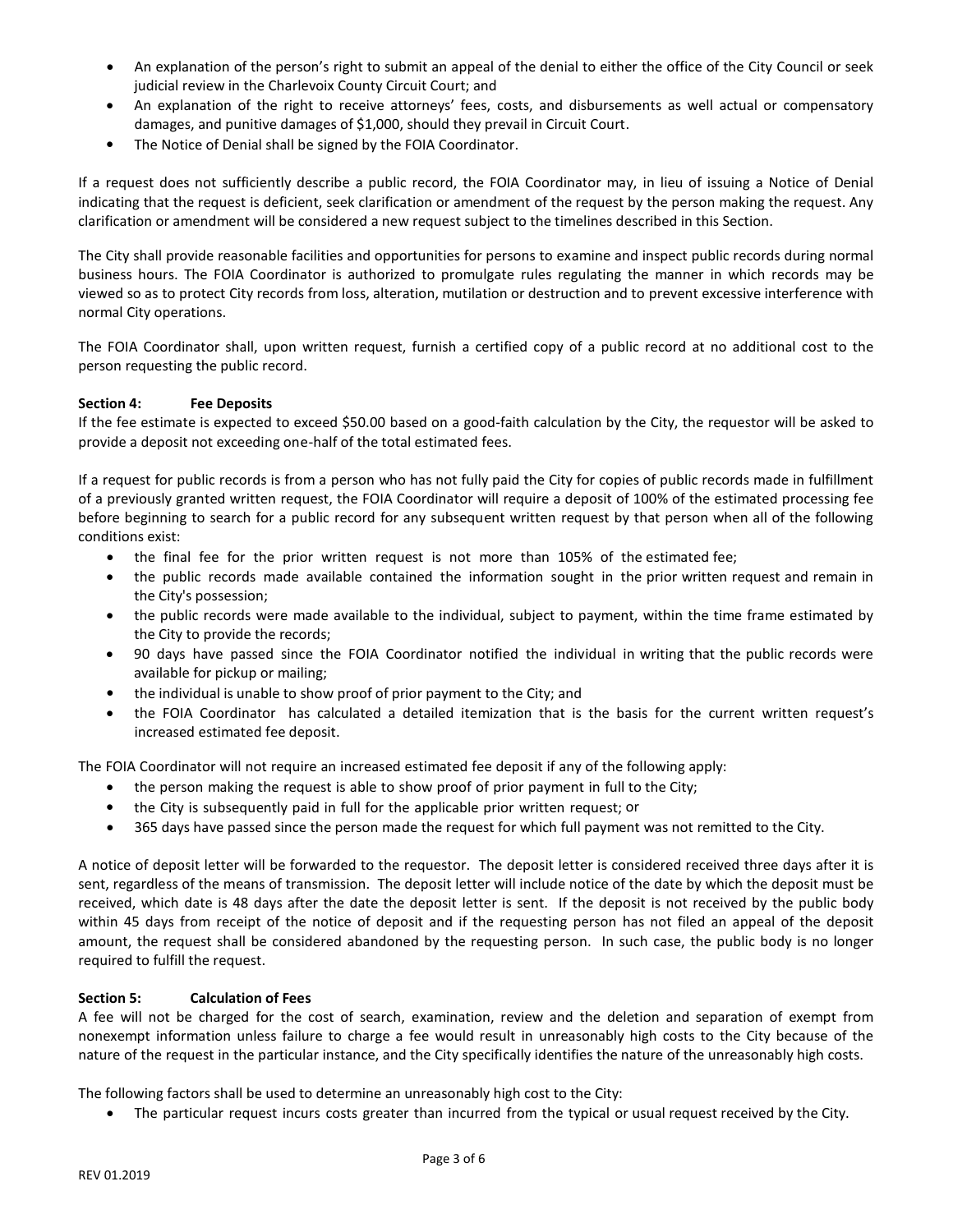- An explanation of the person's right to submit an appeal of the denial to either the office of the City Council or seek judicial review in the Charlevoix County Circuit Court; and
- An explanation of the right to receive attorneys' fees, costs, and disbursements as well actual or compensatory damages, and punitive damages of $1,000, should they prevail in Circuit Court.
- The Notice of Denial shall be signed by the FOIA Coordinator.

If a request does not sufficiently describe a public record, the FOIA Coordinator may, in lieu of issuing a Notice of Denial indicating that the request is deficient, seek clarification or amendment of the request by the person making the request. Any clarification or amendment will be considered a new request subject to the timelines described in this Section.

The City shall provide reasonable facilities and opportunities for persons to examine and inspect public records during normal business hours. The FOIA Coordinator is authorized to promulgate rules regulating the manner in which records may be viewed so as to protect City records from loss, alteration, mutilation or destruction and to prevent excessive interference with normal City operations.

The FOIA Coordinator shall, upon written request, furnish a certified copy of a public record at no additional cost to the person requesting the public record.

**Section 4: Fee Deposits**

If the fee estimate is expected to exceed $50.00 based on a good-faith calculation by the City, the requestor will be asked to provide a deposit not exceeding one-half of the total estimated fees.

If a request for public records is from a person who has not fully paid the City for copies of public records made in fulfillment of a previously granted written request, the FOIA Coordinator will require a deposit of 100% of the estimated processing fee before beginning to search for a public record for any subsequent written request by that person when all of the following conditions exist:

- the final fee for the prior written request is not more than 105% of the estimated fee;
- the public records made available contained the information sought in the prior written request and remain in the City's possession;
- the public records were made available to the individual, subject to payment, within the time frame estimated by the City to provide the records;
- 90 days have passed since the FOIA Coordinator notified the individual in writing that the public records were available for pickup or mailing;
- the individual is unable to show proof of prior payment to the City; and
- the FOIA Coordinator has calculated a detailed itemization that is the basis for the current written request's increased estimated fee deposit.

The FOIA Coordinator will not require an increased estimated fee deposit if any of the following apply:

- the person making the request is able to show proof of prior payment in full to the City;
- the City is subsequently paid in full for the applicable prior written request; or
- 365 days have passed since the person made the request for which full payment was not remitted to the City.

A notice of deposit letter will be forwarded to the requestor. The deposit letter is considered received three days after it is sent, regardless of the means of transmission. The deposit letter will include notice of the date by which the deposit must be received, which date is 48 days after the date the deposit letter is sent. If the deposit is not received by the public body within 45 days from receipt of the notice of deposit and if the requesting person has not filed an appeal of the deposit amount, the request shall be considered abandoned by the requesting person. In such case, the public body is no longer required to fulfill the request.

**Section 5: Calculation of Fees**

A fee will not be charged for the cost of search, examination, review and the deletion and separation of exempt from nonexempt information unless failure to charge a fee would result in unreasonably high costs to the City because of the nature of the request in the particular instance, and the City specifically identifies the nature of the unreasonably high costs.

The following factors shall be used to determine an unreasonably high cost to the City:

- The particular request incurs costs greater than incurred from the typical or usual request received by the City.

REV 01.2019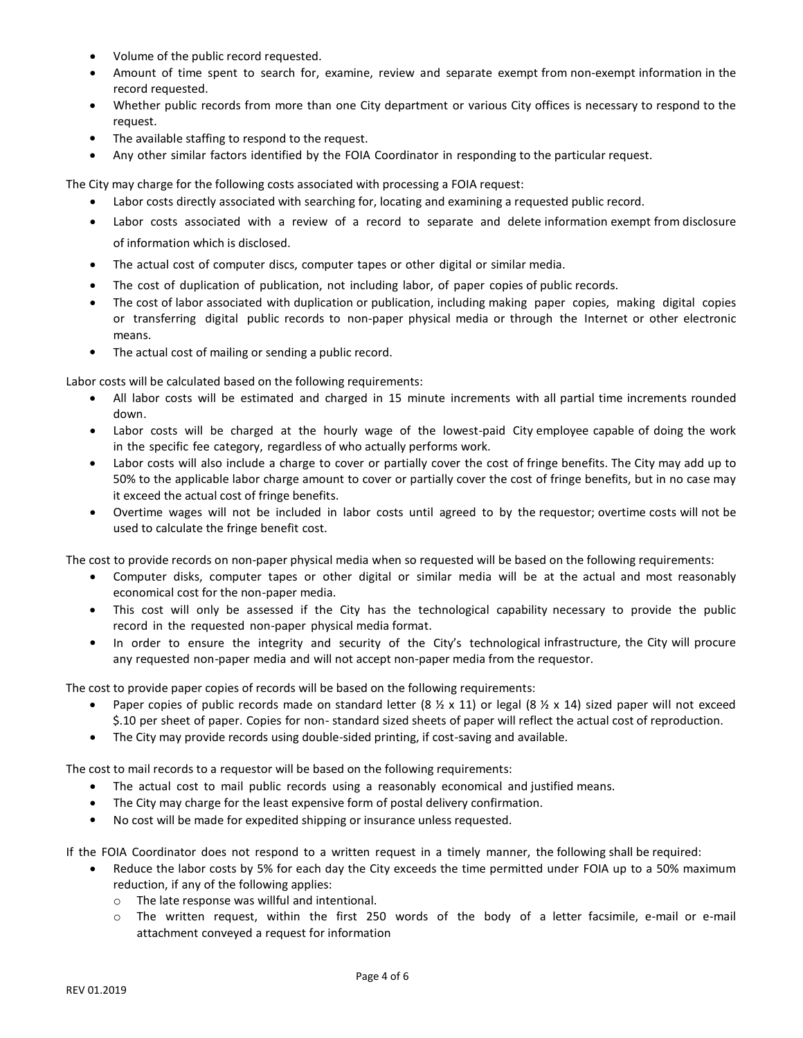- Volume of the public record requested.
- Amount of time spent to search for, examine, review and separate exempt from non-exempt information in the record requested.
- Whether public records from more than one City department or various City offices is necessary to respond to the request.
- The available staffing to respond to the request.
- Any other similar factors identified by the FOIA Coordinator in responding to the particular request.

The City may charge for the following costs associated with processing a FOIA request:

- Labor costs directly associated with searching for, locating and examining a requested public record.
- Labor costs associated with a review of a record to separate and delete information exempt from disclosure of information which is disclosed.
- The actual cost of computer discs, computer tapes or other digital or similar media.
- The cost of duplication of publication, not including labor, of paper copies of public records.
- The cost of labor associated with duplication or publication, including making paper copies, making digital copies or transferring digital public records to non-paper physical media or through the Internet or other electronic means.
- The actual cost of mailing or sending a public record.

Labor costs will be calculated based on the following requirements:

- All labor costs will be estimated and charged in 15 minute increments with all partial time increments rounded down.
- Labor costs will be charged at the hourly wage of the lowest-paid City employee capable of doing the work in the specific fee category, regardless of who actually performs work.
- Labor costs will also include a charge to cover or partially cover the cost of fringe benefits. The City may add up to 50% to the applicable labor charge amount to cover or partially cover the cost of fringe benefits, but in no case may it exceed the actual cost of fringe benefits.
- Overtime wages will not be included in labor costs until agreed to by the requestor; overtime costs will not be used to calculate the fringe benefit cost.

The cost to provide records on non-paper physical media when so requested will be based on the following requirements:

- Computer disks, computer tapes or other digital or similar media will be at the actual and most reasonably economical cost for the non-paper media.
- This cost will only be assessed if the City has the technological capability necessary to provide the public record in the requested non-paper physical media format.
- In order to ensure the integrity and security of the City's technological infrastructure, the City will procure any requested non-paper media and will not accept non-paper media from the requestor.

The cost to provide paper copies of records will be based on the following requirements:

- Paper copies of public records made on standard letter (8 ½ x 11) or legal (8 ½ x 14) sized paper will not exceed $.10 per sheet of paper. Copies for non- standard sized sheets of paper will reflect the actual cost of reproduction.
- The City may provide records using double-sided printing, if cost-saving and available.

The cost to mail records to a requestor will be based on the following requirements:

- The actual cost to mail public records using a reasonably economical and justified means.
- The City may charge for the least expensive form of postal delivery confirmation.
- No cost will be made for expedited shipping or insurance unless requested.

If the FOIA Coordinator does not respond to a written request in a timely manner, the following shall be required:

- Reduce the labor costs by 5% for each day the City exceeds the time permitted under FOIA up to a 50% maximum reduction, if any of the following applies:
  - The late response was willful and intentional.
  - The written request, within the first 250 words of the body of a letter facsimile, e-mail or e-mail attachment conveyed a request for information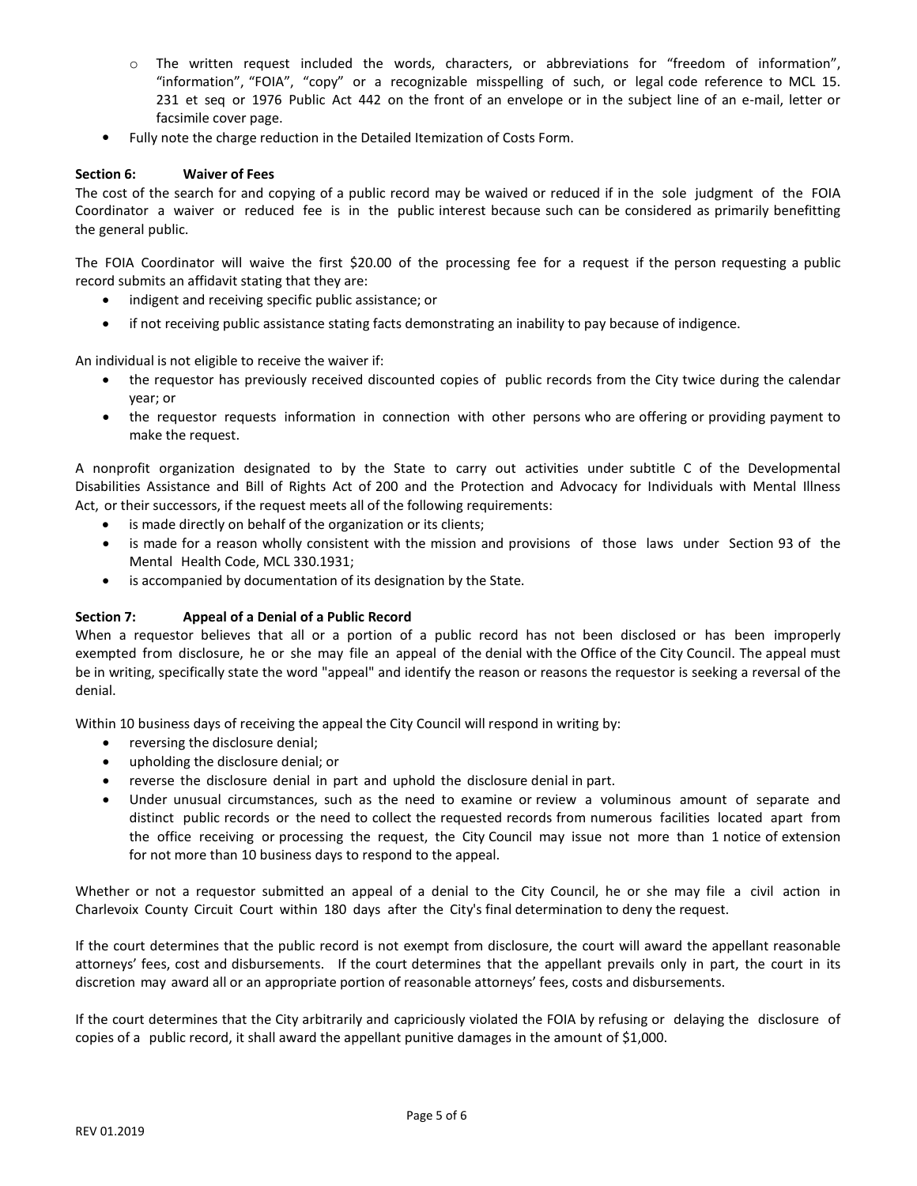- The written request included the words, characters, or abbreviations for "freedom of information", "information", "FOIA", "copy" or a recognizable misspelling of such, or legal code reference to MCL 15. 231 et seq or 1976 Public Act 442 on the front of an envelope or in the subject line of an e-mail, letter or facsimile cover page.
- Fully note the charge reduction in the Detailed Itemization of Costs Form.

**Section 6: Waiver of Fees**

The cost of the search for and copying of a public record may be waived or reduced if in the sole judgment of the FOIA Coordinator a waiver or reduced fee is in the public interest because such can be considered as primarily benefitting the general public.

The FOIA Coordinator will waive the first $20.00 of the processing fee for a request if the person requesting a public record submits an affidavit stating that they are:

- indigent and receiving specific public assistance; or
- if not receiving public assistance stating facts demonstrating an inability to pay because of indigence.

An individual is not eligible to receive the waiver if:

- the requestor has previously received discounted copies of public records from the City twice during the calendar year; or
- the requestor requests information in connection with other persons who are offering or providing payment to make the request.

A nonprofit organization designated to by the State to carry out activities under subtitle C of the Developmental Disabilities Assistance and Bill of Rights Act of 200 and the Protection and Advocacy for Individuals with Mental Illness Act, or their successors, if the request meets all of the following requirements:

- is made directly on behalf of the organization or its clients;
- is made for a reason wholly consistent with the mission and provisions of those laws under Section 93 of the Mental Health Code, MCL 330.1931;
- is accompanied by documentation of its designation by the State.

**Section 7: Appeal of a Denial of a Public Record**

When a requestor believes that all or a portion of a public record has not been disclosed or has been improperly exempted from disclosure, he or she may file an appeal of the denial with the Office of the City Council. The appeal must be in writing, specifically state the word "appeal" and identify the reason or reasons the requestor is seeking a reversal of the denial.

Within 10 business days of receiving the appeal the City Council will respond in writing by:

- reversing the disclosure denial;
- upholding the disclosure denial; or
- reverse the disclosure denial in part and uphold the disclosure denial in part.
- Under unusual circumstances, such as the need to examine or review a voluminous amount of separate and distinct public records or the need to collect the requested records from numerous facilities located apart from the office receiving or processing the request, the City Council may issue not more than 1 notice of extension for not more than 10 business days to respond to the appeal.

Whether or not a requestor submitted an appeal of a denial to the City Council, he or she may file a civil action in Charlevoix County Circuit Court within 180 days after the City's final determination to deny the request.

If the court determines that the public record is not exempt from disclosure, the court will award the appellant reasonable attorneys' fees, cost and disbursements. If the court determines that the appellant prevails only in part, the court in its discretion may award all or an appropriate portion of reasonable attorneys' fees, costs and disbursements.

If the court determines that the City arbitrarily and capriciously violated the FOIA by refusing or delaying the disclosure of copies of a public record, it shall award the appellant punitive damages in the amount of $1,000.

REV 01.2019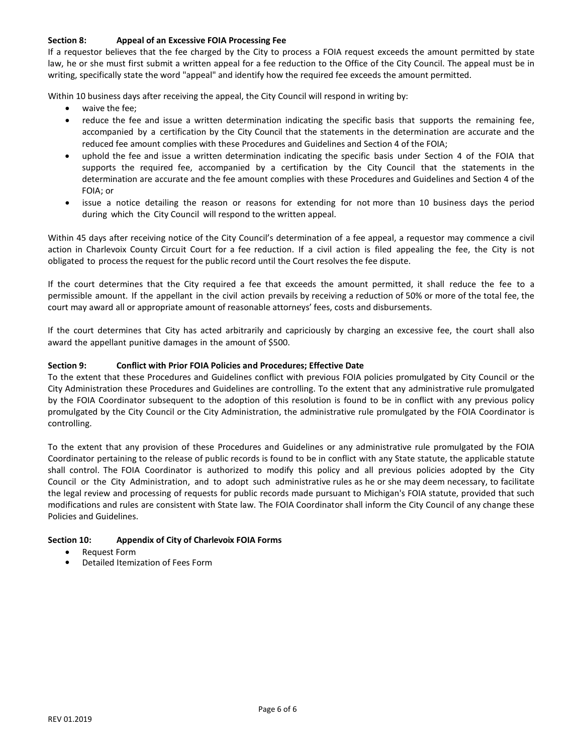**Section 8: Appeal of an Excessive FOIA Processing Fee**

If a requestor believes that the fee charged by the City to process a FOIA request exceeds the amount permitted by state law, he or she must first submit a written appeal for a fee reduction to the Office of the City Council. The appeal must be in writing, specifically state the word "appeal" and identify how the required fee exceeds the amount permitted.

Within 10 business days after receiving the appeal, the City Council will respond in writing by:

- waive the fee;
- reduce the fee and issue a written determination indicating the specific basis that supports the remaining fee, accompanied by a certification by the City Council that the statements in the determination are accurate and the reduced fee amount complies with these Procedures and Guidelines and Section 4 of the FOIA;
- uphold the fee and issue a written determination indicating the specific basis under Section 4 of the FOIA that supports the required fee, accompanied by a certification by the City Council that the statements in the determination are accurate and the fee amount complies with these Procedures and Guidelines and Section 4 of the FOIA; or
- issue a notice detailing the reason or reasons for extending for not more than 10 business days the period during which the City Council will respond to the written appeal.

Within 45 days after receiving notice of the City Council's determination of a fee appeal, a requestor may commence a civil action in Charlevoix County Circuit Court for a fee reduction. If a civil action is filed appealing the fee, the City is not obligated to process the request for the public record until the Court resolves the fee dispute.

If the court determines that the City required a fee that exceeds the amount permitted, it shall reduce the fee to a permissible amount. If the appellant in the civil action prevails by receiving a reduction of 50% or more of the total fee, the court may award all or appropriate amount of reasonable attorneys' fees, costs and disbursements.

If the court determines that City has acted arbitrarily and capriciously by charging an excessive fee, the court shall also award the appellant punitive damages in the amount of $500.

**Section 9: Conflict with Prior FOIA Policies and Procedures; Effective Date**

To the extent that these Procedures and Guidelines conflict with previous FOIA policies promulgated by City Council or the City Administration these Procedures and Guidelines are controlling. To the extent that any administrative rule promulgated by the FOIA Coordinator subsequent to the adoption of this resolution is found to be in conflict with any previous policy promulgated by the City Council or the City Administration, the administrative rule promulgated by the FOIA Coordinator is controlling.

To the extent that any provision of these Procedures and Guidelines or any administrative rule promulgated by the FOIA Coordinator pertaining to the release of public records is found to be in conflict with any State statute, the applicable statute shall control. The FOIA Coordinator is authorized to modify this policy and all previous policies adopted by the City Council or the City Administration, and to adopt such administrative rules as he or she may deem necessary, to facilitate the legal review and processing of requests for public records made pursuant to Michigan's FOIA statute, provided that such modifications and rules are consistent with State law. The FOIA Coordinator shall inform the City Council of any change these Policies and Guidelines.

**Section 10: Appendix of City of Charlevoix FOIA Forms**

- Request Form
- Detailed Itemization of Fees Form

REV 01.2019